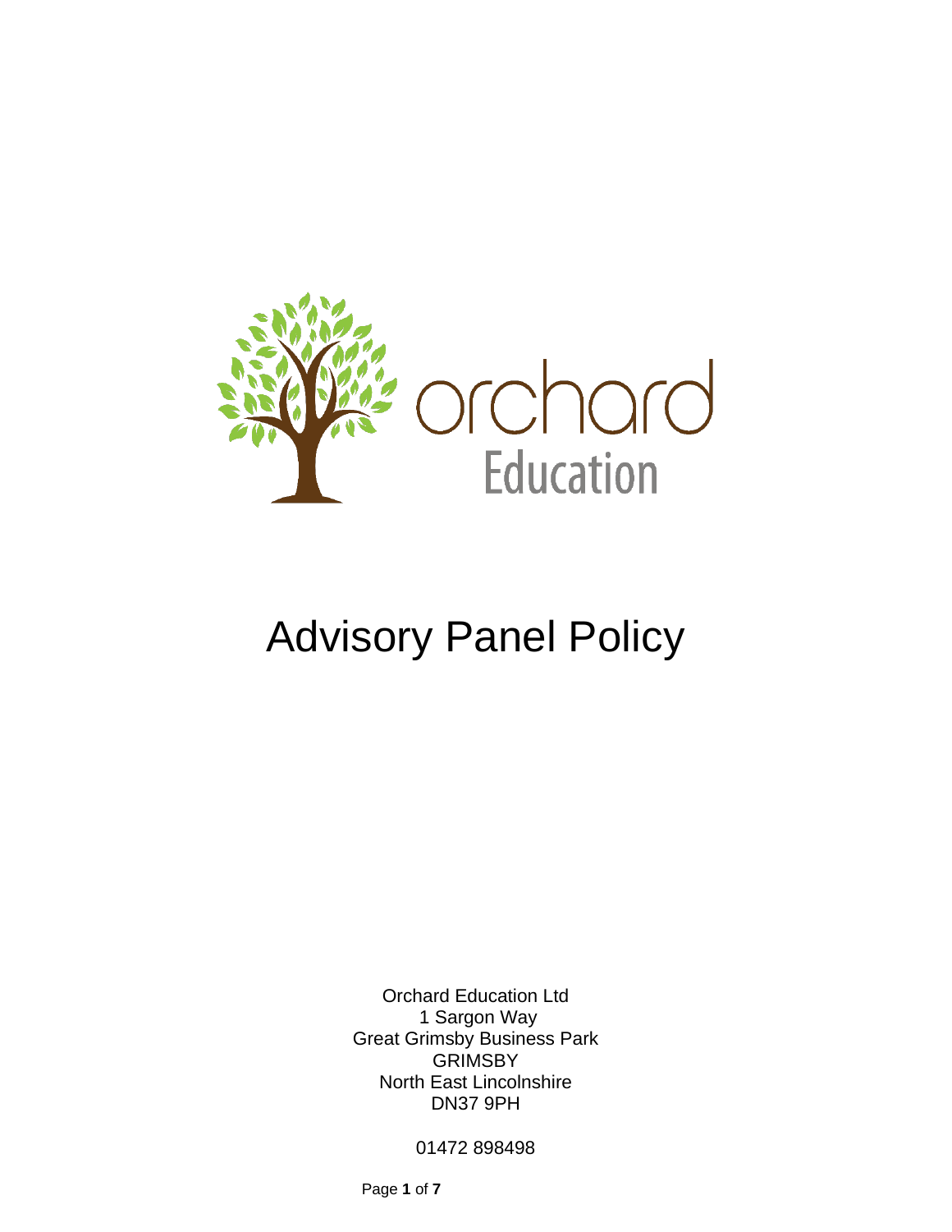orchard
Education

# Advisory Panel Policy

Orchard Education Ltd
1 Sargon Way
Great Grimsby Business Park
GRIMSBY
North East Lincolnshire
DN37 9PH

01472 898498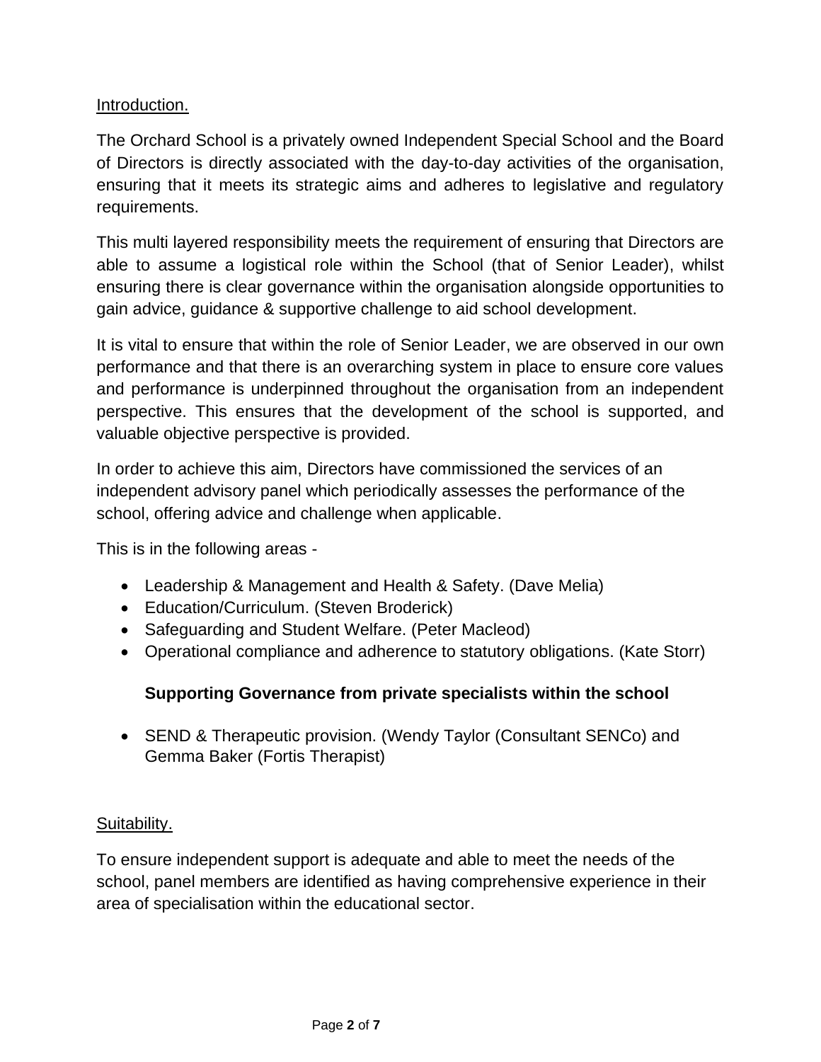Introduction.

The Orchard School is a privately owned Independent Special School and the Board of Directors is directly associated with the day-to-day activities of the organisation, ensuring that it meets its strategic aims and adheres to legislative and regulatory requirements.

This multi layered responsibility meets the requirement of ensuring that Directors are able to assume a logistical role within the School (that of Senior Leader), whilst ensuring there is clear governance within the organisation alongside opportunities to gain advice, guidance & supportive challenge to aid school development.

It is vital to ensure that within the role of Senior Leader, we are observed in our own performance and that there is an overarching system in place to ensure core values and performance is underpinned throughout the organisation from an independent perspective. This ensures that the development of the school is supported, and valuable objective perspective is provided.

In order to achieve this aim, Directors have commissioned the services of an independent advisory panel which periodically assesses the performance of the school, offering advice and challenge when applicable.

This is in the following areas -

- Leadership & Management and Health & Safety. (Dave Melia)
- Education/Curriculum. (Steven Broderick)
- Safeguarding and Student Welfare. (Peter Macleod)
- Operational compliance and adherence to statutory obligations. (Kate Storr)

**Supporting Governance from private specialists within the school**

- SEND & Therapeutic provision. (Wendy Taylor (Consultant SENCo) and Gemma Baker (Fortis Therapist)

Suitability.

To ensure independent support is adequate and able to meet the needs of the school, panel members are identified as having comprehensive experience in their area of specialisation within the educational sector.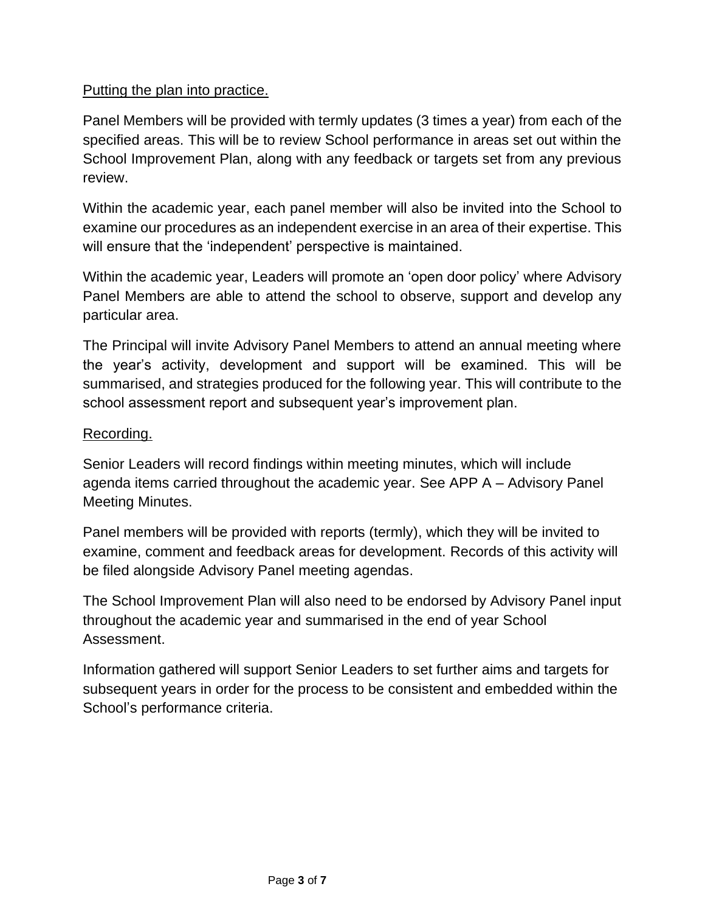Putting the plan into practice.

Panel Members will be provided with termly updates (3 times a year) from each of the specified areas. This will be to review School performance in areas set out within the School Improvement Plan, along with any feedback or targets set from any previous review.

Within the academic year, each panel member will also be invited into the School to examine our procedures as an independent exercise in an area of their expertise. This will ensure that the 'independent' perspective is maintained.

Within the academic year, Leaders will promote an 'open door policy' where Advisory Panel Members are able to attend the school to observe, support and develop any particular area.

The Principal will invite Advisory Panel Members to attend an annual meeting where the year's activity, development and support will be examined. This will be summarised, and strategies produced for the following year. This will contribute to the school assessment report and subsequent year's improvement plan.

Recording.

Senior Leaders will record findings within meeting minutes, which will include agenda items carried throughout the academic year. See APP A – Advisory Panel Meeting Minutes.

Panel members will be provided with reports (termly), which they will be invited to examine, comment and feedback areas for development. Records of this activity will be filed alongside Advisory Panel meeting agendas.

The School Improvement Plan will also need to be endorsed by Advisory Panel input throughout the academic year and summarised in the end of year School Assessment.

Information gathered will support Senior Leaders to set further aims and targets for subsequent years in order for the process to be consistent and embedded within the School's performance criteria.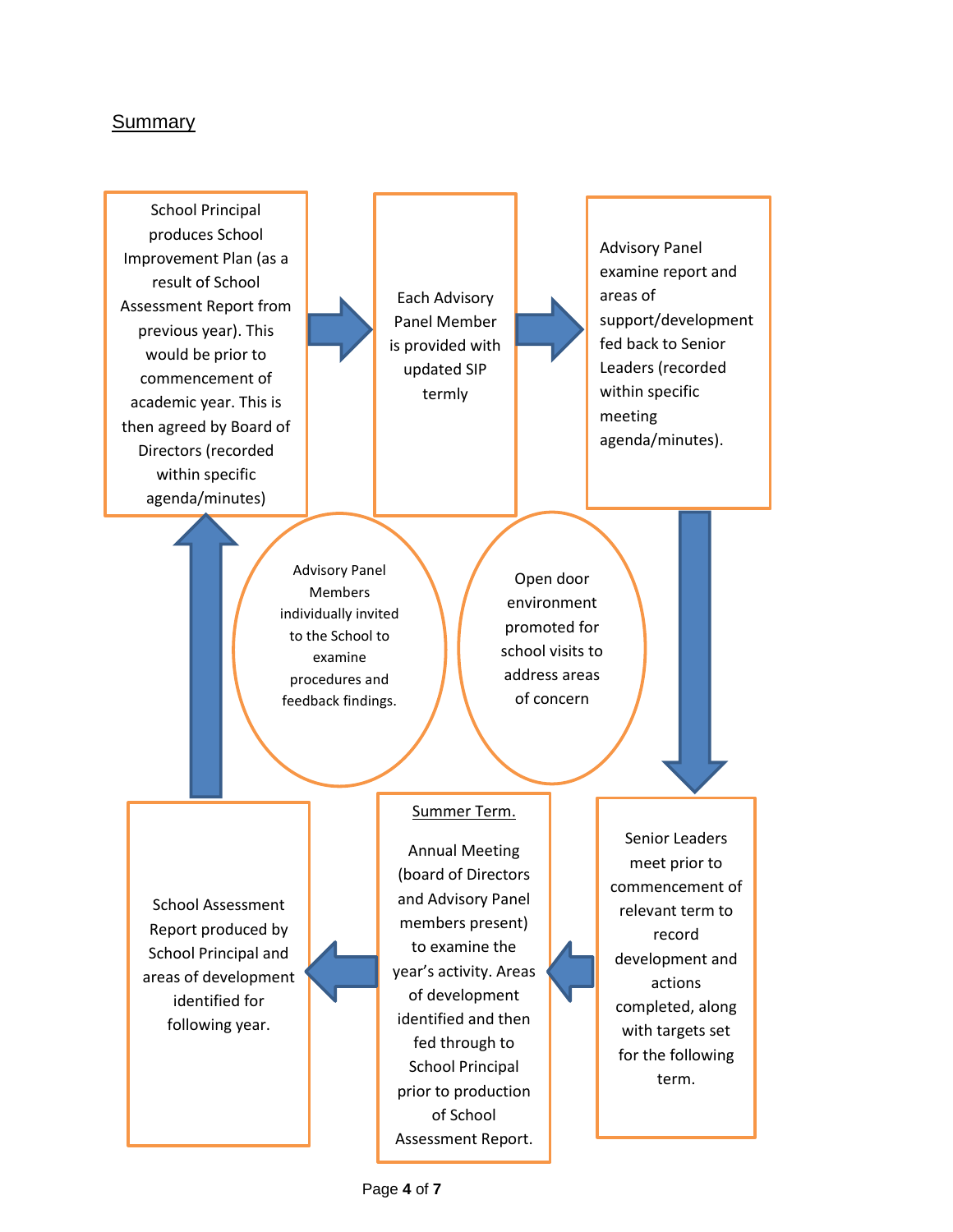## Summary

School Principal produces School Improvement Plan (as a result of School Assessment Report from previous year). This would be prior to commencement of academic year. This is then agreed by Board of Directors (recorded within specific agenda/minutes)

Each Advisory Panel Member is provided with updated SIP termly

Advisory Panel examine report and areas of support/development fed back to Senior Leaders (recorded within specific meeting agenda/minutes).

Advisory Panel Members individually invited to the School to examine procedures and feedback findings.

Open door environment promoted for school visits to address areas of concern

Senior Leaders meet prior to commencement of relevant term to record development and actions completed, along with targets set for the following term.

Summer Term.

Annual Meeting (board of Directors and Advisory Panel members present) to examine the year's activity. Areas of development identified and then fed through to School Principal prior to production of School Assessment Report.

School Assessment Report produced by School Principal and areas of development identified for following year.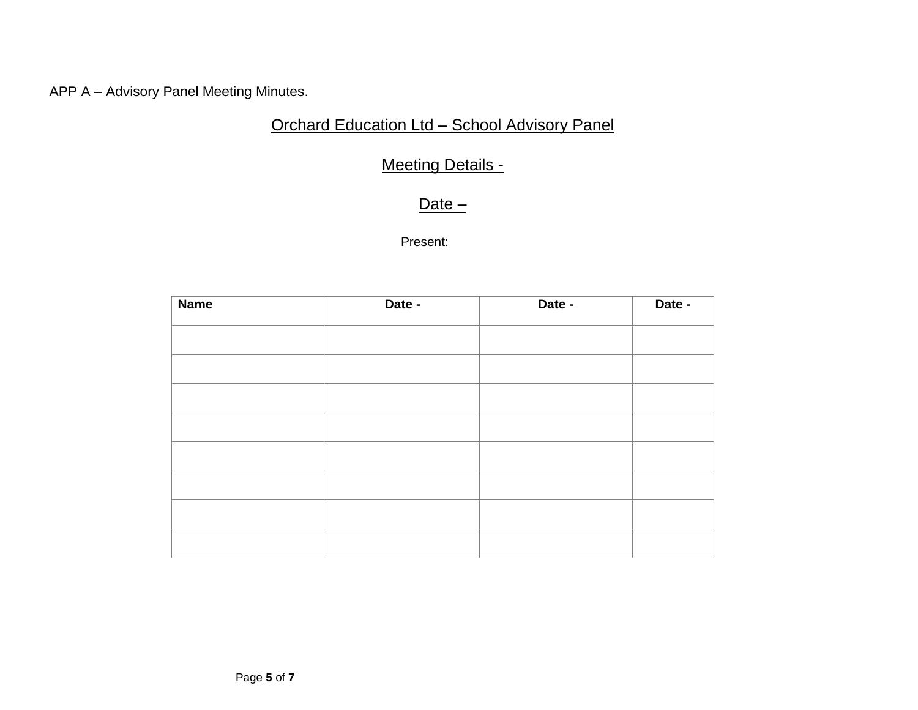APP A – Advisory Panel Meeting Minutes.

## Orchard Education Ltd – School Advisory Panel

## Meeting Details -

## Date –

Present:

| **Name** | **Date -** | **Date -** | **Date -** |
|---|---|---|---|
| | | | |
| | | | |
| | | | |
| | | | |
| | | | |
| | | | |
| | | | |
| | | | |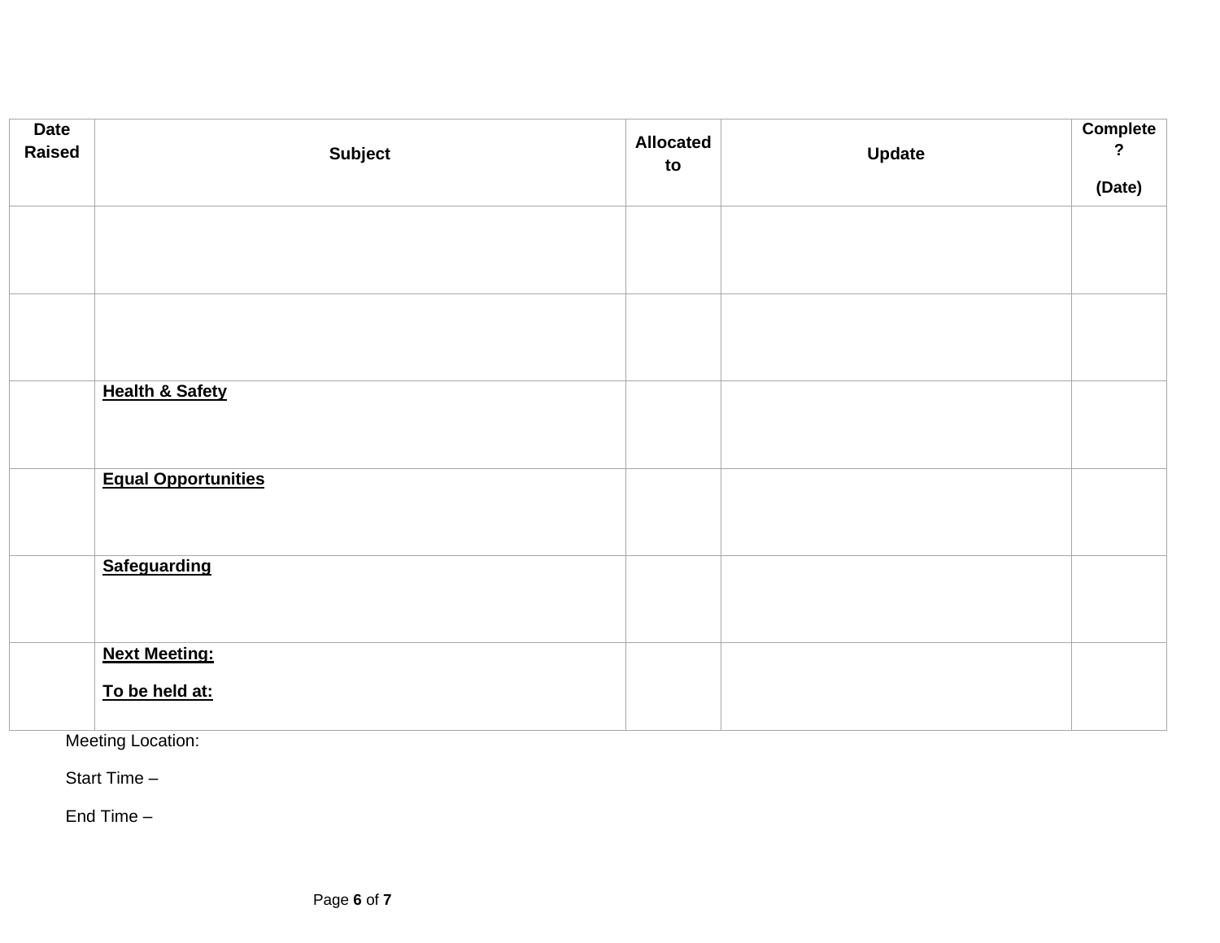| Date Raised | Subject | Allocated to | Update | Complete? (Date) |
| --- | --- | --- | --- | --- |
| | | | | |
| | | | | |
| | **Health & Safety** | | | |
| | **Equal Opportunities** | | | |
| | **Safeguarding** | | | |
| | **Next Meeting:** <br> **To be held at:** | | | |

Meeting Location:

Start Time –

End Time –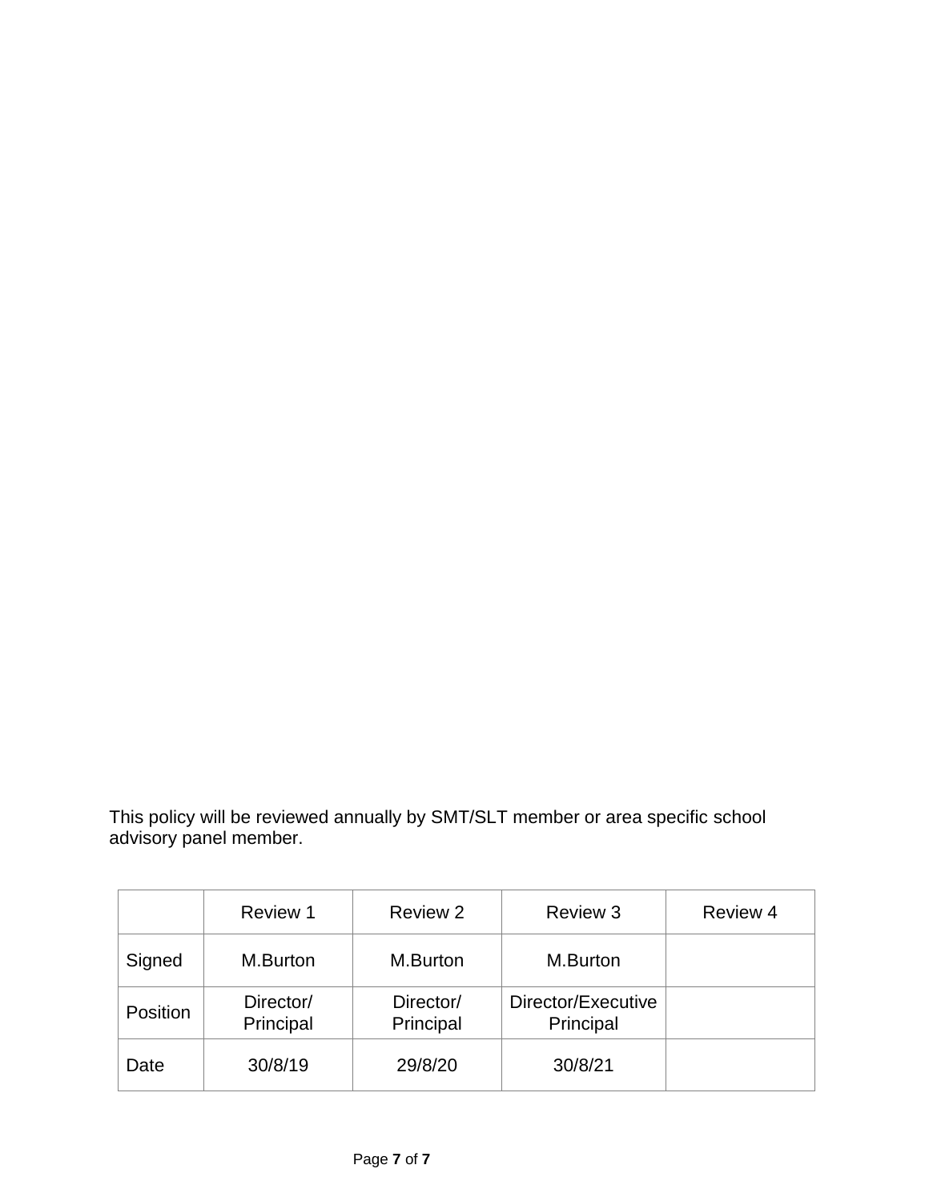This policy will be reviewed annually by SMT/SLT member or area specific school advisory panel member.

| | Review 1 | Review 2 | Review 3 | Review 4 |
|---|---|---|---|---|
| Signed | M.Burton | M.Burton | M.Burton | |
| Position | Director/ Principal | Director/ Principal | Director/Executive Principal | |
| Date | 30/8/19 | 29/8/20 | 30/8/21 | |